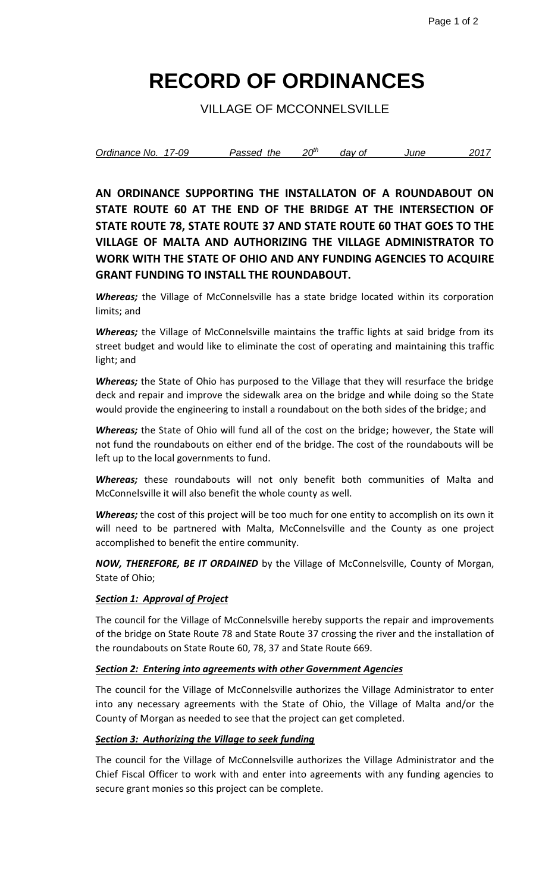# RECORD OF ORDINANCES

VILLAGE OF MCCONNELSVILLE

*Ordinance No. 17-09 Passed the 20th day of June 2017*

**AN ORDINANCE SUPPORTING THE INSTALLATON OF A ROUNDABOUT ON STATE ROUTE 60 AT THE END OF THE BRIDGE AT THE INTERSECTION OF STATE ROUTE 78, STATE ROUTE 37 AND STATE ROUTE 60 THAT GOES TO THE VILLAGE OF MALTA AND AUTHORIZING THE VILLAGE ADMINISTRATOR TO WORK WITH THE STATE OF OHIO AND ANY FUNDING AGENCIES TO ACQUIRE GRANT FUNDING TO INSTALL THE ROUNDABOUT.**

***Whereas;*** the Village of McConnelsville has a state bridge located within its corporation limits; and

***Whereas;*** the Village of McConnelsville maintains the traffic lights at said bridge from its street budget and would like to eliminate the cost of operating and maintaining this traffic light; and

***Whereas;*** the State of Ohio has purposed to the Village that they will resurface the bridge deck and repair and improve the sidewalk area on the bridge and while doing so the State would provide the engineering to install a roundabout on the both sides of the bridge; and

***Whereas;*** the State of Ohio will fund all of the cost on the bridge; however, the State will not fund the roundabouts on either end of the bridge. The cost of the roundabouts will be left up to the local governments to fund.

***Whereas;*** these roundabouts will not only benefit both communities of Malta and McConnelsville it will also benefit the whole county as well.

***Whereas;*** the cost of this project will be too much for one entity to accomplish on its own it will need to be partnered with Malta, McConnelsville and the County as one project accomplished to benefit the entire community.

***NOW, THEREFORE, BE IT ORDAINED*** by the Village of McConnelsville, County of Morgan, State of Ohio;

***Section 1: Approval of Project***

The council for the Village of McConnelsville hereby supports the repair and improvements of the bridge on State Route 78 and State Route 37 crossing the river and the installation of the roundabouts on State Route 60, 78, 37 and State Route 669.

***Section 2: Entering into agreements with other Government Agencies***

The council for the Village of McConnelsville authorizes the Village Administrator to enter into any necessary agreements with the State of Ohio, the Village of Malta and/or the County of Morgan as needed to see that the project can get completed.

***Section 3: Authorizing the Village to seek funding***

The council for the Village of McConnelsville authorizes the Village Administrator and the Chief Fiscal Officer to work with and enter into agreements with any funding agencies to secure grant monies so this project can be complete.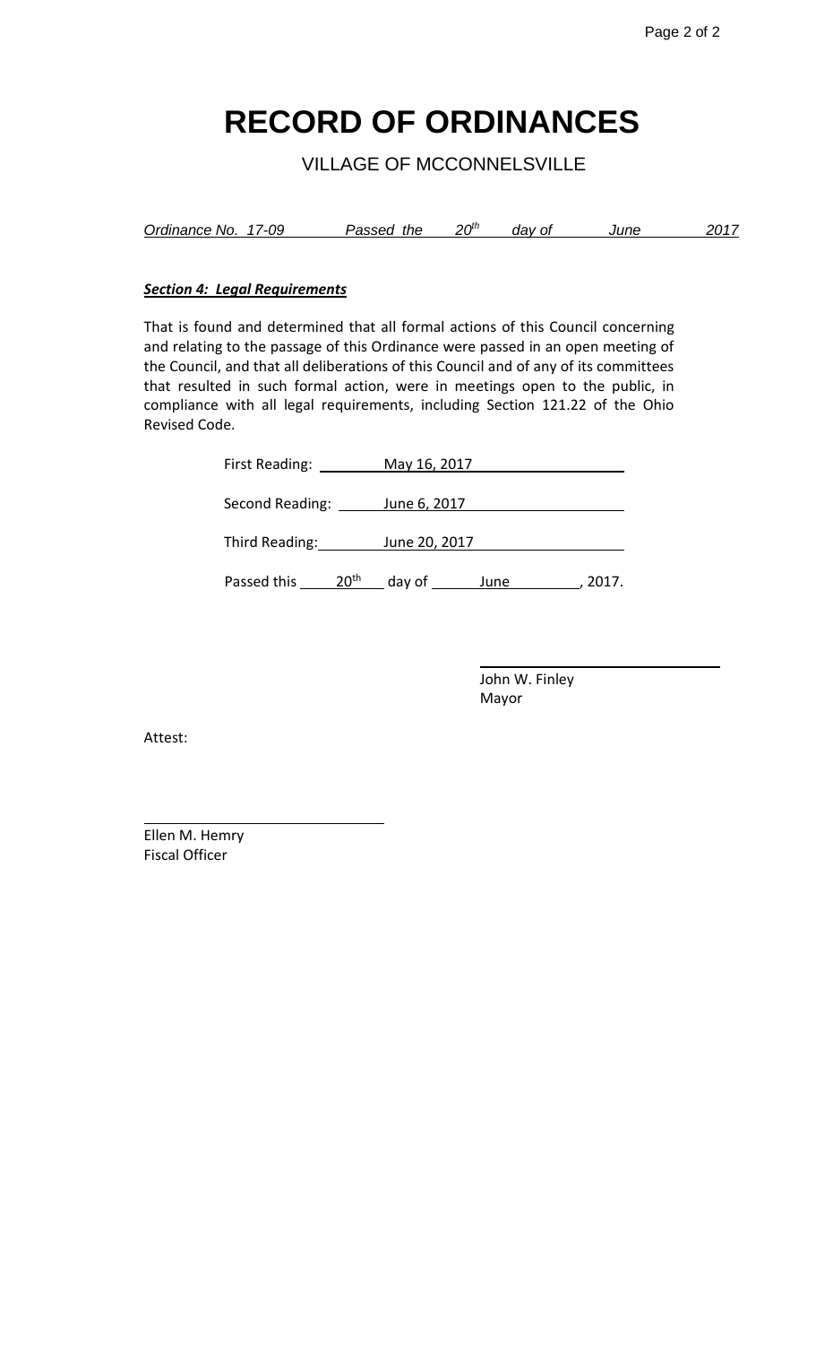# RECORD OF ORDINANCES

## VILLAGE OF MCCONNELSVILLE

*Ordinance No. 17-09 Passed the 20th day of June 2017*

***Section 4: Legal Requirements***

That is found and determined that all formal actions of this Council concerning and relating to the passage of this Ordinance were passed in an open meeting of the Council, and that all deliberations of this Council and of any of its committees that resulted in such formal action, were in meetings open to the public, in compliance with all legal requirements, including Section 121.22 of the Ohio Revised Code.

First Reading: May 16, 2017

Second Reading: June 6, 2017

Third Reading: June 20, 2017

Passed this 20th day of June, 2017.

John W. Finley
Mayor

Attest:

Ellen M. Hemry
Fiscal Officer